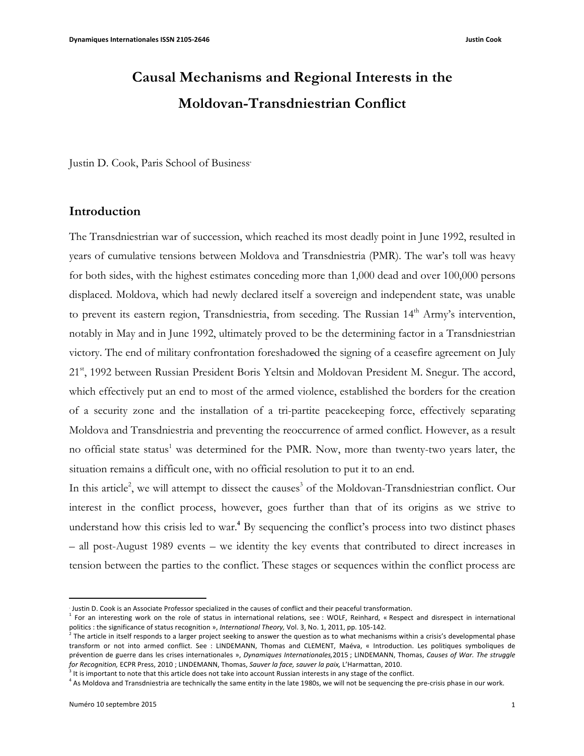# Causal Mechanisms and Regional Interests in the Moldovan-Transdniestrian Conflict

Justin D. Cook, Paris School of Business[*]

## Introduction

The Transdniestrian war of succession, which reached its most deadly point in June 1992, resulted in years of cumulative tensions between Moldova and Transdniestria (PMR). The war's toll was heavy for both sides, with the highest estimates conceding more than 1,000 dead and over 100,000 persons displaced. Moldova, which had newly declared itself a sovereign and independent state, was unable to prevent its eastern region, Transdniestria, from seceding. The Russian 14th Army's intervention, notably in May and in June 1992, ultimately proved to be the determining factor in a Transdniestrian victory. The end of military confrontation foreshadowed the signing of a ceasefire agreement on July 21st, 1992 between Russian President Boris Yeltsin and Moldovan President M. Snegur. The accord, which effectively put an end to most of the armed violence, established the borders for the creation of a security zone and the installation of a tri-partite peacekeeping force, effectively separating Moldova and Transdniestria and preventing the reoccurrence of armed conflict. However, as a result no official state status[1] was determined for the PMR. Now, more than twenty-two years later, the situation remains a difficult one, with no official resolution to put it to an end.

In this article[2], we will attempt to dissect the causes[3] of the Moldovan-Transdniestrian conflict. Our interest in the conflict process, however, goes further than that of its origins as we strive to understand how this crisis led to war.[4] By sequencing the conflict's process into two distinct phases – all post-August 1989 events – we identity the key events that contributed to direct increases in tension between the parties to the conflict. These stages or sequences within the conflict process are

---

[*] Justin D. Cook is an Associate Professor specialized in the causes of conflict and their peaceful transformation.

[1] For an interesting work on the role of status in international relations, see : WOLF, Reinhard, « Respect and disrespect in international politics : the significance of status recognition », *International Theory,* Vol. 3, No. 1, 2011, pp. 105-142.

[2] The article in itself responds to a larger project seeking to answer the question as to what mechanisms within a crisis's developmental phase transform or not into armed conflict. See : LINDEMANN, Thomas and CLEMENT, Maéva, « Introduction. Les politiques symboliques de prévention de guerre dans les crises internationales », *Dynamiques Internationales,*2015 ; LINDEMANN, Thomas, *Causes of War. The struggle for Recognition,* ECPR Press, 2010 ; LINDEMANN, Thomas, *Sauver la face, sauver la paix,* L'Harmattan, 2010.

[3] It is important to note that this article does not take into account Russian interests in any stage of the conflict.

[4] As Moldova and Transdniestria are technically the same entity in the late 1980s, we will not be sequencing the pre-crisis phase in our work.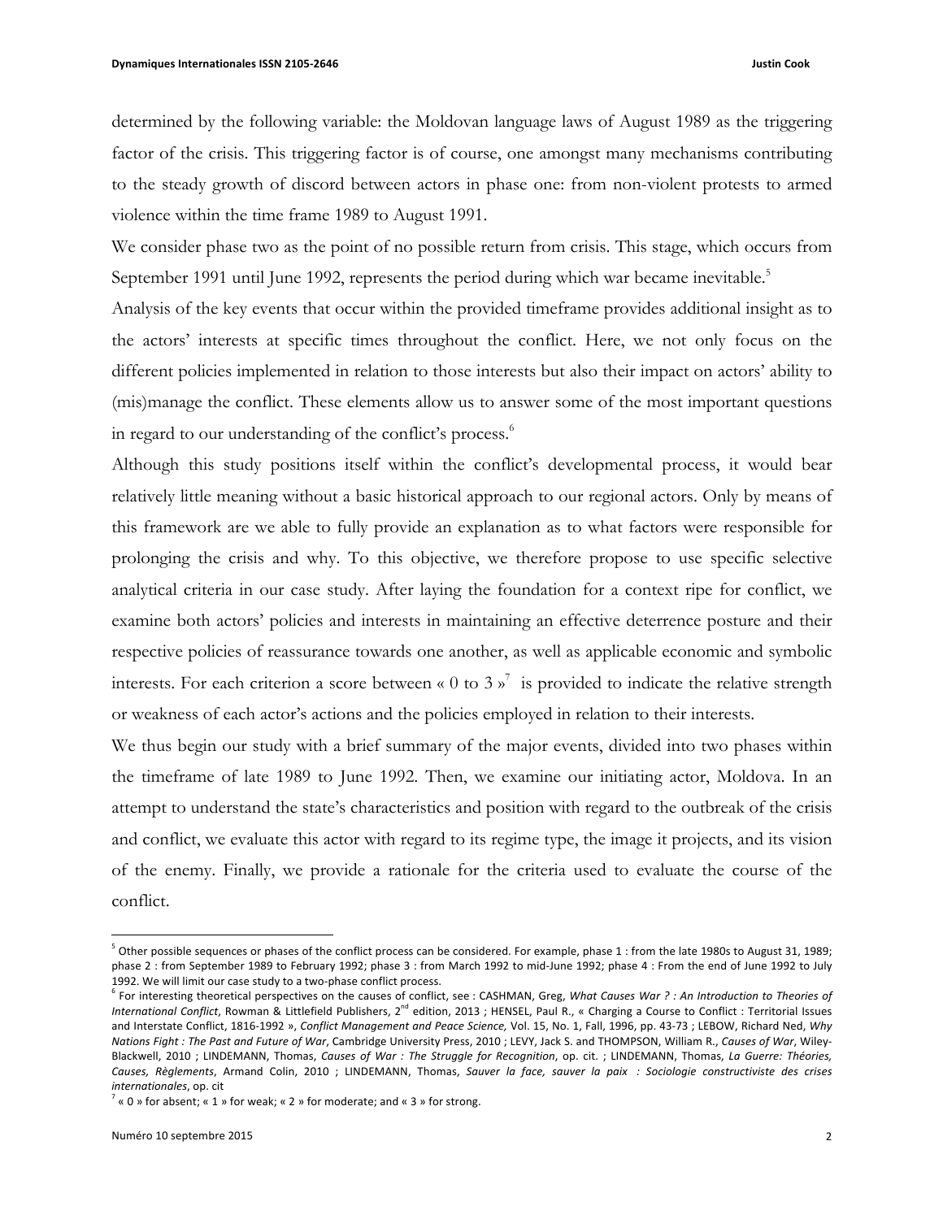determined by the following variable: the Moldovan language laws of August 1989 as the triggering factor of the crisis. This triggering factor is of course, one amongst many mechanisms contributing to the steady growth of discord between actors in phase one: from non-violent protests to armed violence within the time frame 1989 to August 1991.

We consider phase two as the point of no possible return from crisis. This stage, which occurs from September 1991 until June 1992, represents the period during which war became inevitable.[5]

Analysis of the key events that occur within the provided timeframe provides additional insight as to the actors' interests at specific times throughout the conflict. Here, we not only focus on the different policies implemented in relation to those interests but also their impact on actors' ability to (mis)manage the conflict. These elements allow us to answer some of the most important questions in regard to our understanding of the conflict's process.[6]

Although this study positions itself within the conflict's developmental process, it would bear relatively little meaning without a basic historical approach to our regional actors. Only by means of this framework are we able to fully provide an explanation as to what factors were responsible for prolonging the crisis and why. To this objective, we therefore propose to use specific selective analytical criteria in our case study. After laying the foundation for a context ripe for conflict, we examine both actors' policies and interests in maintaining an effective deterrence posture and their respective policies of reassurance towards one another, as well as applicable economic and symbolic interests. For each criterion a score between « 0 to 3 »[7] is provided to indicate the relative strength or weakness of each actor's actions and the policies employed in relation to their interests.

We thus begin our study with a brief summary of the major events, divided into two phases within the timeframe of late 1989 to June 1992. Then, we examine our initiating actor, Moldova. In an attempt to understand the state's characteristics and position with regard to the outbreak of the crisis and conflict, we evaluate this actor with regard to its regime type, the image it projects, and its vision of the enemy. Finally, we provide a rationale for the criteria used to evaluate the course of the conflict.

---

[5] Other possible sequences or phases of the conflict process can be considered. For example, phase 1 : from the late 1980s to August 31, 1989; phase 2 : from September 1989 to February 1992; phase 3 : from March 1992 to mid-June 1992; phase 4 : From the end of June 1992 to July 1992. We will limit our case study to a two-phase conflict process.

[6] For interesting theoretical perspectives on the causes of conflict, see : CASHMAN, Greg, *What Causes War ? : An Introduction to Theories of International Conflict*, Rowman & Littlefield Publishers, 2nd edition, 2013 ; HENSEL, Paul R., « Charging a Course to Conflict : Territorial Issues and Interstate Conflict, 1816-1992 », *Conflict Management and Peace Science,* Vol. 15, No. 1, Fall, 1996, pp. 43-73 ; LEBOW, Richard Ned, *Why Nations Fight : The Past and Future of War*, Cambridge University Press, 2010 ; LEVY, Jack S. and THOMPSON, William R., *Causes of War*, Wiley-Blackwell, 2010 ; LINDEMANN, Thomas, *Causes of War : The Struggle for Recognition*, op. cit. ; LINDEMANN, Thomas, *La Guerre: Théories, Causes, Règlements*, Armand Colin, 2010 ; LINDEMANN, Thomas, *Sauver la face, sauver la paix : Sociologie constructiviste des crises internationales*, op. cit

[7] « 0 » for absent; « 1 » for weak; « 2 » for moderate; and « 3 » for strong.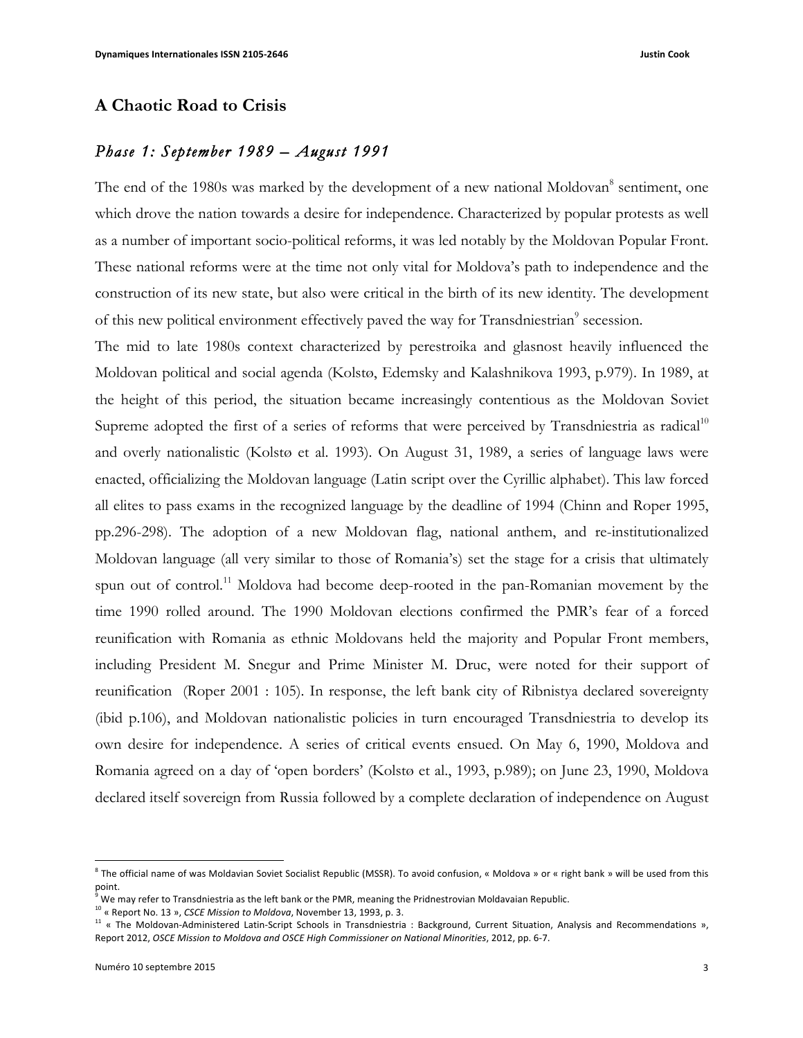## A Chaotic Road to Crisis

### *Phase 1: September 1989 – August 1991*

The end of the 1980s was marked by the development of a new national Moldovan[8] sentiment, one which drove the nation towards a desire for independence. Characterized by popular protests as well as a number of important socio-political reforms, it was led notably by the Moldovan Popular Front. These national reforms were at the time not only vital for Moldova's path to independence and the construction of its new state, but also were critical in the birth of its new identity. The development of this new political environment effectively paved the way for Transdniestrian[9] secession.

The mid to late 1980s context characterized by perestroika and glasnost heavily influenced the Moldovan political and social agenda (Kolstø, Edemsky and Kalashnikova 1993, p.979). In 1989, at the height of this period, the situation became increasingly contentious as the Moldovan Soviet Supreme adopted the first of a series of reforms that were perceived by Transdniestria as radical[10] and overly nationalistic (Kolstø et al. 1993). On August 31, 1989, a series of language laws were enacted, officializing the Moldovan language (Latin script over the Cyrillic alphabet). This law forced all elites to pass exams in the recognized language by the deadline of 1994 (Chinn and Roper 1995, pp.296-298). The adoption of a new Moldovan flag, national anthem, and re-institutionalized Moldovan language (all very similar to those of Romania's) set the stage for a crisis that ultimately spun out of control.[11] Moldova had become deep-rooted in the pan-Romanian movement by the time 1990 rolled around. The 1990 Moldovan elections confirmed the PMR's fear of a forced reunification with Romania as ethnic Moldovans held the majority and Popular Front members, including President M. Snegur and Prime Minister M. Druc, were noted for their support of reunification (Roper 2001 : 105). In response, the left bank city of Ribnistya declared sovereignty (ibid p.106), and Moldovan nationalistic policies in turn encouraged Transdniestria to develop its own desire for independence. A series of critical events ensued. On May 6, 1990, Moldova and Romania agreed on a day of 'open borders' (Kolstø et al., 1993, p.989); on June 23, 1990, Moldova declared itself sovereign from Russia followed by a complete declaration of independence on August

---

[8] The official name of was Moldavian Soviet Socialist Republic (MSSR). To avoid confusion, « Moldova » or « right bank » will be used from this point.

[9] We may refer to Transdniestria as the left bank or the PMR, meaning the Pridnestrovian Moldavaian Republic.

[10] « Report No. 13 », *CSCE Mission to Moldova*, November 13, 1993, p. 3.

[11] « The Moldovan-Administered Latin-Script Schools in Transdniestria : Background, Current Situation, Analysis and Recommendations », Report 2012, *OSCE Mission to Moldova and OSCE High Commissioner on National Minorities*, 2012, pp. 6-7.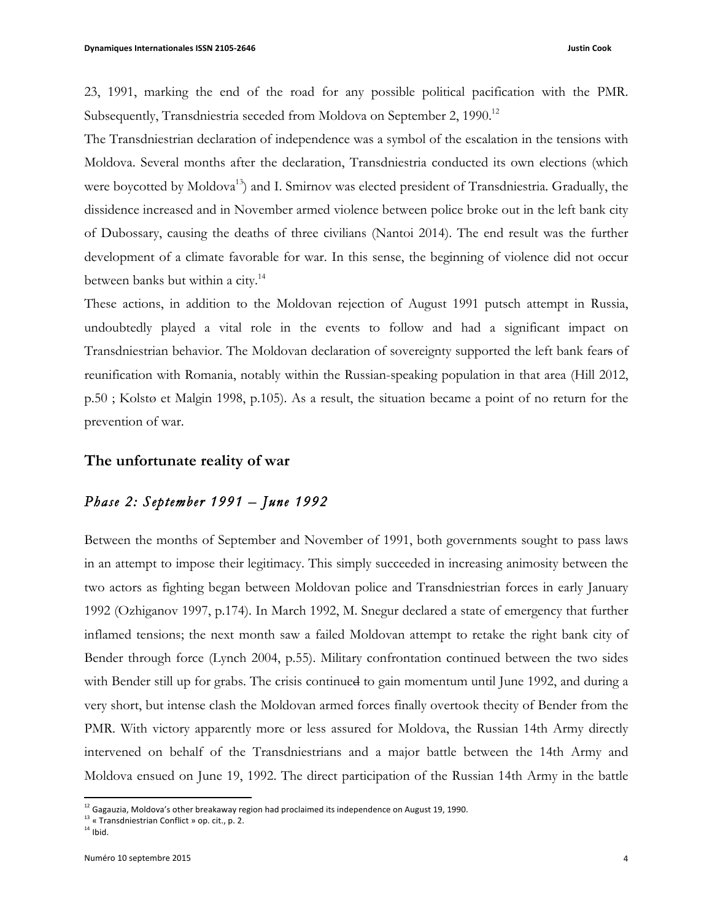23, 1991, marking the end of the road for any possible political pacification with the PMR. Subsequently, Transdniestria seceded from Moldova on September 2, 1990.[12]

The Transdniestrian declaration of independence was a symbol of the escalation in the tensions with Moldova. Several months after the declaration, Transdniestria conducted its own elections (which were boycotted by Moldova[13]) and I. Smirnov was elected president of Transdniestria. Gradually, the dissidence increased and in November armed violence between police broke out in the left bank city of Dubossary, causing the deaths of three civilians (Nantoi 2014). The end result was the further development of a climate favorable for war. In this sense, the beginning of violence did not occur between banks but within a city.[14]

These actions, in addition to the Moldovan rejection of August 1991 putsch attempt in Russia, undoubtedly played a vital role in the events to follow and had a significant impact on Transdniestrian behavior. The Moldovan declaration of sovereignty supported the left bank fears of reunification with Romania, notably within the Russian-speaking population in that area (Hill 2012, p.50 ; Kolstø et Malgin 1998, p.105). As a result, the situation became a point of no return for the prevention of war.

## The unfortunate reality of war

### *Phase 2: September 1991 – June 1992*

Between the months of September and November of 1991, both governments sought to pass laws in an attempt to impose their legitimacy. This simply succeeded in increasing animosity between the two actors as fighting began between Moldovan police and Transdniestrian forces in early January 1992 (Ozhiganov 1997, p.174). In March 1992, M. Snegur declared a state of emergency that further inflamed tensions; the next month saw a failed Moldovan attempt to retake the right bank city of Bender through force (Lynch 2004, p.55). Military confrontation continued between the two sides with Bender still up for grabs. The crisis continued to gain momentum until June 1992, and during a very short, but intense clash the Moldovan armed forces finally overtook thecity of Bender from the PMR. With victory apparently more or less assured for Moldova, the Russian 14th Army directly intervened on behalf of the Transdniestrians and a major battle between the 14th Army and Moldova ensued on June 19, 1992. The direct participation of the Russian 14th Army in the battle

[12] Gagauzia, Moldova's other breakaway region had proclaimed its independence on August 19, 1990.

[13] « Transdniestrian Conflict » op. cit., p. 2.

[14] Ibid.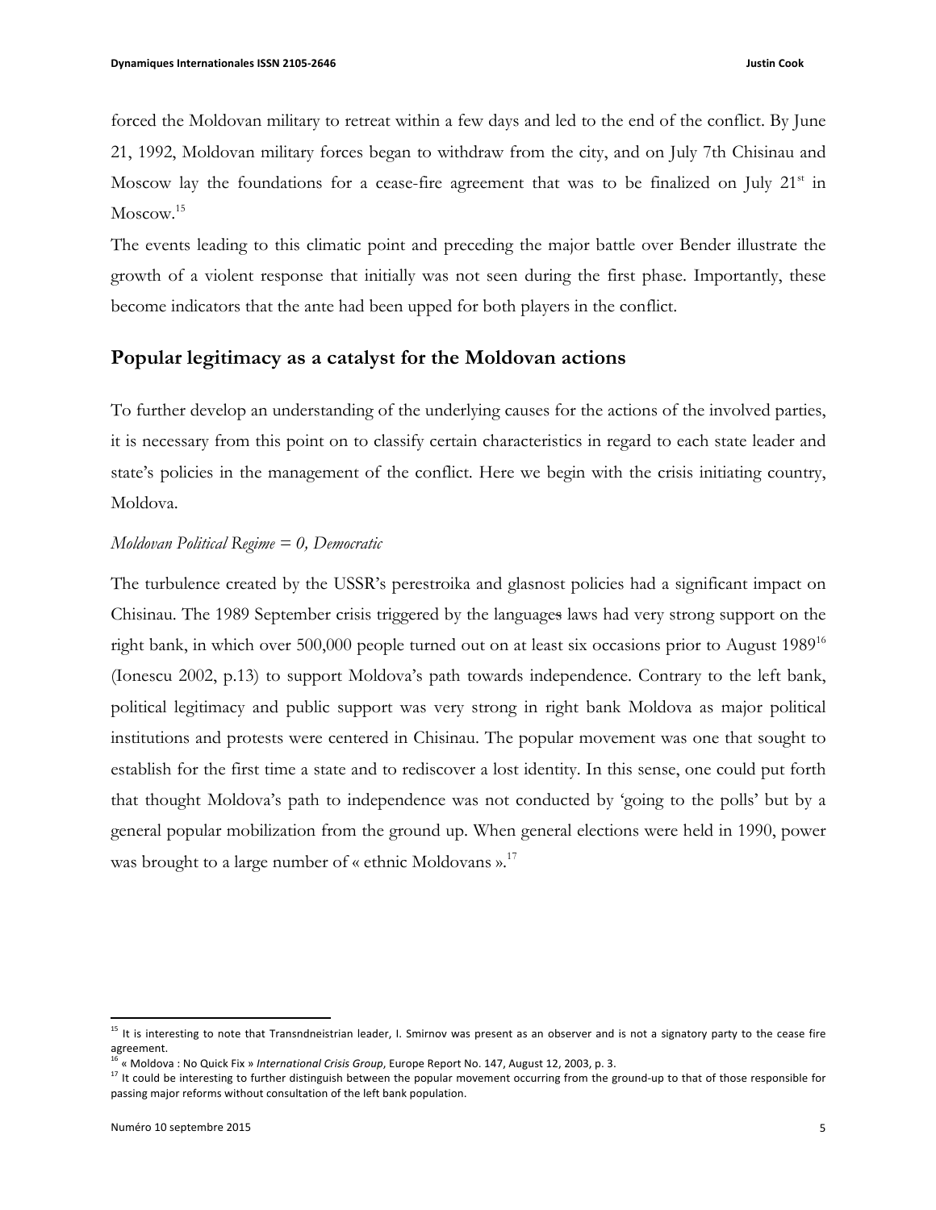forced the Moldovan military to retreat within a few days and led to the end of the conflict. By June 21, 1992, Moldovan military forces began to withdraw from the city, and on July 7th Chisinau and Moscow lay the foundations for a cease-fire agreement that was to be finalized on July 21st in Moscow.[15]

The events leading to this climatic point and preceding the major battle over Bender illustrate the growth of a violent response that initially was not seen during the first phase. Importantly, these become indicators that the ante had been upped for both players in the conflict.

## Popular legitimacy as a catalyst for the Moldovan actions

To further develop an understanding of the underlying causes for the actions of the involved parties, it is necessary from this point on to classify certain characteristics in regard to each state leader and state's policies in the management of the conflict. Here we begin with the crisis initiating country, Moldova.

*Moldovan Political Regime = 0, Democratic*

The turbulence created by the USSR's perestroika and glasnost policies had a significant impact on Chisinau. The 1989 September crisis triggered by the languages laws had very strong support on the right bank, in which over 500,000 people turned out on at least six occasions prior to August 1989[16] (Ionescu 2002, p.13) to support Moldova's path towards independence. Contrary to the left bank, political legitimacy and public support was very strong in right bank Moldova as major political institutions and protests were centered in Chisinau. The popular movement was one that sought to establish for the first time a state and to rediscover a lost identity. In this sense, one could put forth that thought Moldova's path to independence was not conducted by 'going to the polls' but by a general popular mobilization from the ground up. When general elections were held in 1990, power was brought to a large number of « ethnic Moldovans ».[17]

---

[15] It is interesting to note that Transndneistrian leader, I. Smirnov was present as an observer and is not a signatory party to the cease fire agreement.

[16] « Moldova : No Quick Fix » *International Crisis Group*, Europe Report No. 147, August 12, 2003, p. 3.

[17] It could be interesting to further distinguish between the popular movement occurring from the ground-up to that of those responsible for passing major reforms without consultation of the left bank population.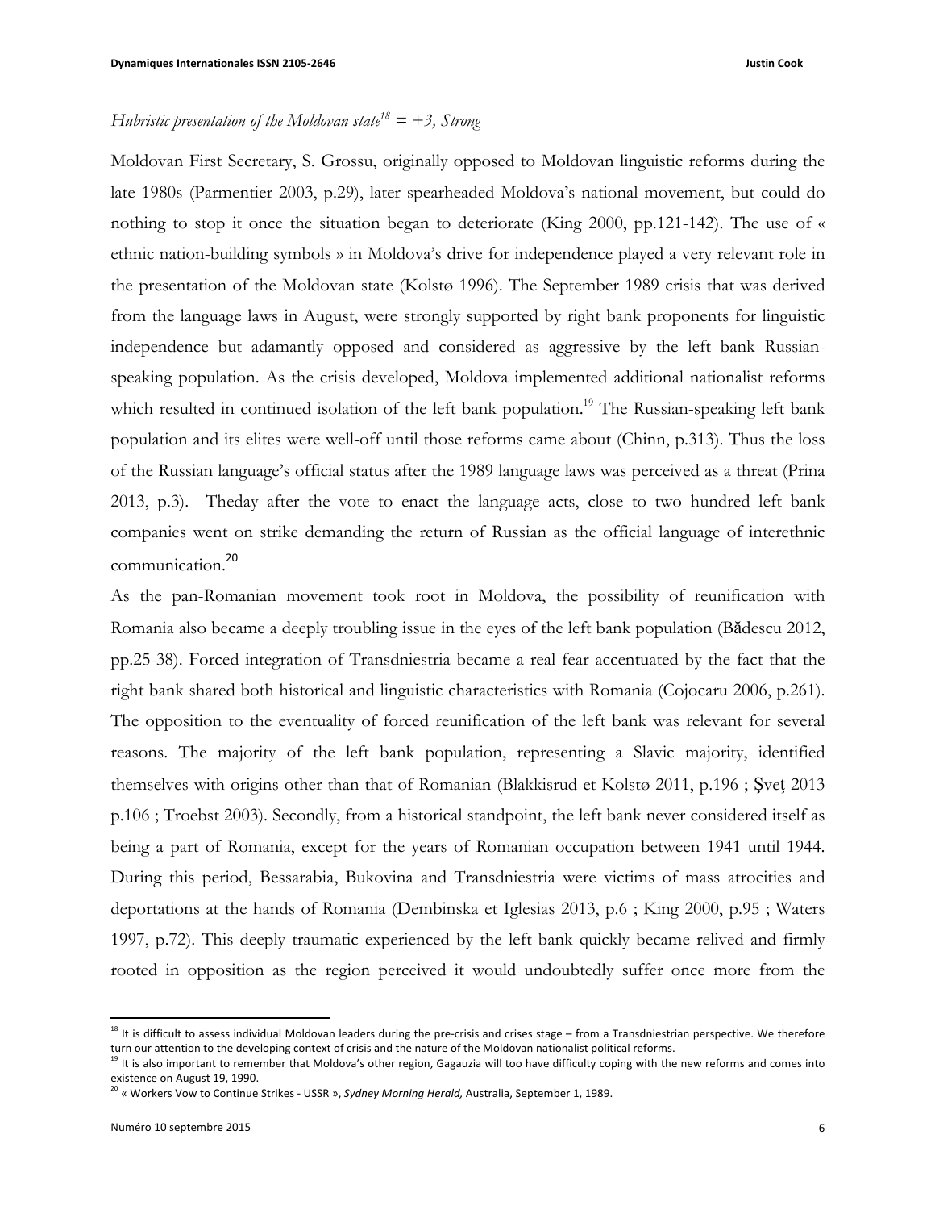*Hubristic presentation of the Moldovan state*[18] *= +3, Strong*

Moldovan First Secretary, S. Grossu, originally opposed to Moldovan linguistic reforms during the late 1980s (Parmentier 2003, p.29), later spearheaded Moldova's national movement, but could do nothing to stop it once the situation began to deteriorate (King 2000, pp.121-142). The use of « ethnic nation-building symbols » in Moldova's drive for independence played a very relevant role in the presentation of the Moldovan state (Kolstø 1996). The September 1989 crisis that was derived from the language laws in August, were strongly supported by right bank proponents for linguistic independence but adamantly opposed and considered as aggressive by the left bank Russian-speaking population. As the crisis developed, Moldova implemented additional nationalist reforms which resulted in continued isolation of the left bank population.[19] The Russian-speaking left bank population and its elites were well-off until those reforms came about (Chinn, p.313). Thus the loss of the Russian language's official status after the 1989 language laws was perceived as a threat (Prina 2013, p.3). Theday after the vote to enact the language acts, close to two hundred left bank companies went on strike demanding the return of Russian as the official language of interethnic communication.[20]

As the pan-Romanian movement took root in Moldova, the possibility of reunification with Romania also became a deeply troubling issue in the eyes of the left bank population (Bădescu 2012, pp.25-38). Forced integration of Transdniestria became a real fear accentuated by the fact that the right bank shared both historical and linguistic characteristics with Romania (Cojocaru 2006, p.261). The opposition to the eventuality of forced reunification of the left bank was relevant for several reasons. The majority of the left bank population, representing a Slavic majority, identified themselves with origins other than that of Romanian (Blakkisrud et Kolstø 2011, p.196 ; Şveţ 2013 p.106 ; Troebst 2003). Secondly, from a historical standpoint, the left bank never considered itself as being a part of Romania, except for the years of Romanian occupation between 1941 until 1944. During this period, Bessarabia, Bukovina and Transdniestria were victims of mass atrocities and deportations at the hands of Romania (Dembinska et Iglesias 2013, p.6 ; King 2000, p.95 ; Waters 1997, p.72). This deeply traumatic experienced by the left bank quickly became relived and firmly rooted in opposition as the region perceived it would undoubtedly suffer once more from the

---

[18] It is difficult to assess individual Moldovan leaders during the pre-crisis and crises stage – from a Transdniestrian perspective. We therefore turn our attention to the developing context of crisis and the nature of the Moldovan nationalist political reforms.

[19] It is also important to remember that Moldova's other region, Gagauzia will too have difficulty coping with the new reforms and comes into existence on August 19, 1990.

[20] « Workers Vow to Continue Strikes - USSR », *Sydney Morning Herald,* Australia, September 1, 1989.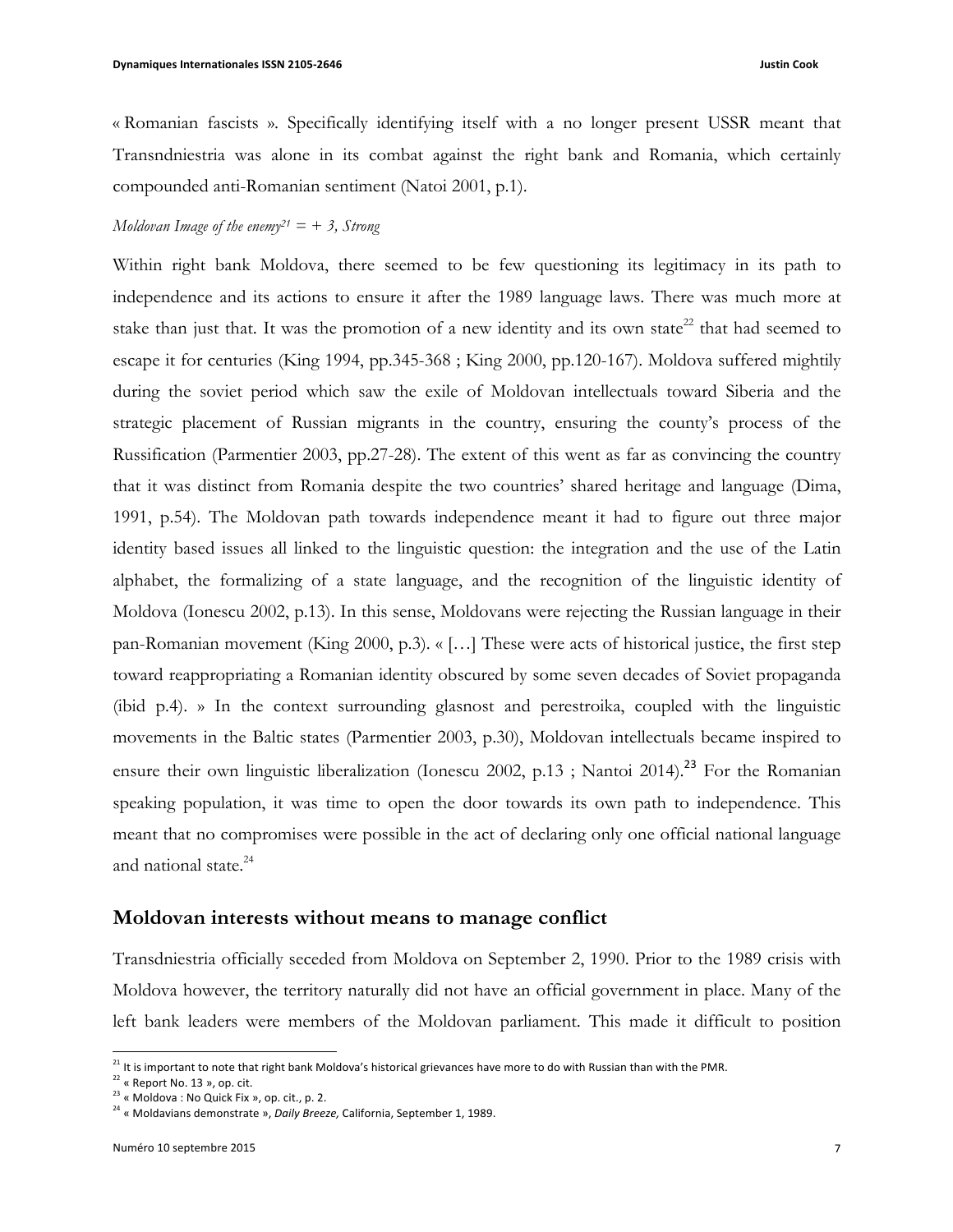« Romanian fascists ». Specifically identifying itself with a no longer present USSR meant that Transndniestria was alone in its combat against the right bank and Romania, which certainly compounded anti-Romanian sentiment (Natoi 2001, p.1).

*Moldovan Image of the enemy*[21] *= + 3, Strong*

Within right bank Moldova, there seemed to be few questioning its legitimacy in its path to independence and its actions to ensure it after the 1989 language laws. There was much more at stake than just that. It was the promotion of a new identity and its own state[22] that had seemed to escape it for centuries (King 1994, pp.345-368 ; King 2000, pp.120-167). Moldova suffered mightily during the soviet period which saw the exile of Moldovan intellectuals toward Siberia and the strategic placement of Russian migrants in the country, ensuring the county's process of the Russification (Parmentier 2003, pp.27-28). The extent of this went as far as convincing the country that it was distinct from Romania despite the two countries' shared heritage and language (Dima, 1991, p.54). The Moldovan path towards independence meant it had to figure out three major identity based issues all linked to the linguistic question: the integration and the use of the Latin alphabet, the formalizing of a state language, and the recognition of the linguistic identity of Moldova (Ionescu 2002, p.13). In this sense, Moldovans were rejecting the Russian language in their pan-Romanian movement (King 2000, p.3). « […] These were acts of historical justice, the first step toward reappropriating a Romanian identity obscured by some seven decades of Soviet propaganda (ibid p.4). » In the context surrounding glasnost and perestroika, coupled with the linguistic movements in the Baltic states (Parmentier 2003, p.30), Moldovan intellectuals became inspired to ensure their own linguistic liberalization (Ionescu 2002, p.13 ; Nantoi 2014).[23] For the Romanian speaking population, it was time to open the door towards its own path to independence. This meant that no compromises were possible in the act of declaring only one official national language and national state.[24]

## Moldovan interests without means to manage conflict

Transdniestria officially seceded from Moldova on September 2, 1990. Prior to the 1989 crisis with Moldova however, the territory naturally did not have an official government in place. Many of the left bank leaders were members of the Moldovan parliament. This made it difficult to position

---

[21] It is important to note that right bank Moldova's historical grievances have more to do with Russian than with the PMR.

[22] « Report No. 13 », op. cit.

[23] « Moldova : No Quick Fix », op. cit., p. 2.

[24] « Moldavians demonstrate », *Daily Breeze,* California, September 1, 1989.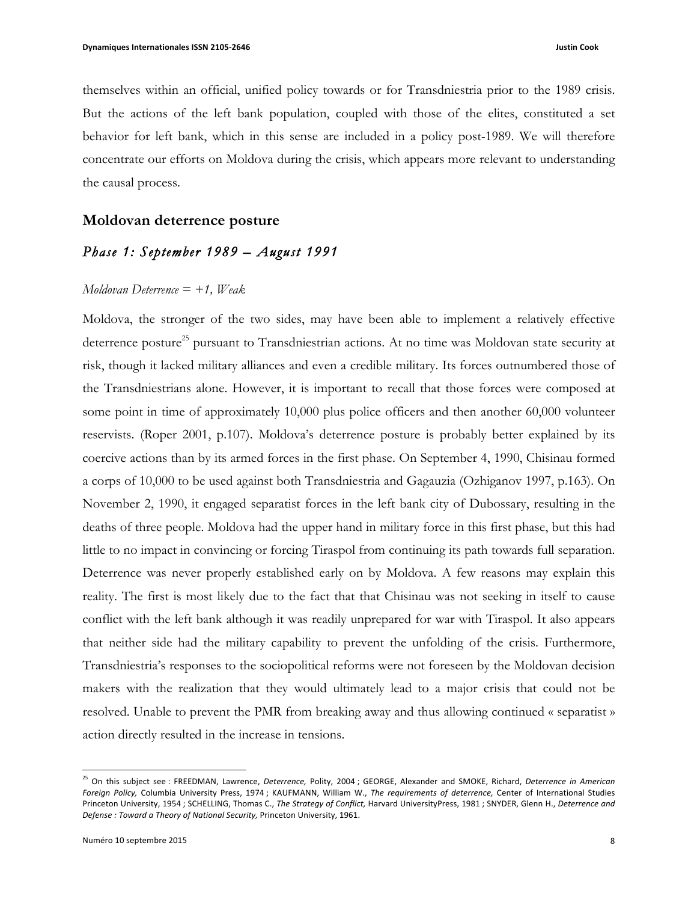themselves within an official, unified policy towards or for Transdniestria prior to the 1989 crisis. But the actions of the left bank population, coupled with those of the elites, constituted a set behavior for left bank, which in this sense are included in a policy post-1989. We will therefore concentrate our efforts on Moldova during the crisis, which appears more relevant to understanding the causal process.

## Moldovan deterrence posture

### *Phase 1: September 1989 – August 1991*

*Moldovan Deterrence = +1, Weak*

Moldova, the stronger of the two sides, may have been able to implement a relatively effective deterrence posture[25] pursuant to Transdniestrian actions. At no time was Moldovan state security at risk, though it lacked military alliances and even a credible military. Its forces outnumbered those of the Transdniestrians alone. However, it is important to recall that those forces were composed at some point in time of approximately 10,000 plus police officers and then another 60,000 volunteer reservists. (Roper 2001, p.107). Moldova's deterrence posture is probably better explained by its coercive actions than by its armed forces in the first phase. On September 4, 1990, Chisinau formed a corps of 10,000 to be used against both Transdniestria and Gagauzia (Ozhiganov 1997, p.163). On November 2, 1990, it engaged separatist forces in the left bank city of Dubossary, resulting in the deaths of three people. Moldova had the upper hand in military force in this first phase, but this had little to no impact in convincing or forcing Tiraspol from continuing its path towards full separation. Deterrence was never properly established early on by Moldova. A few reasons may explain this reality. The first is most likely due to the fact that that Chisinau was not seeking in itself to cause conflict with the left bank although it was readily unprepared for war with Tiraspol. It also appears that neither side had the military capability to prevent the unfolding of the crisis. Furthermore, Transdniestria's responses to the sociopolitical reforms were not foreseen by the Moldovan decision makers with the realization that they would ultimately lead to a major crisis that could not be resolved. Unable to prevent the PMR from breaking away and thus allowing continued « separatist » action directly resulted in the increase in tensions.

---

[25] On this subject see : FREEDMAN, Lawrence, *Deterrence,* Polity, 2004 ; GEORGE, Alexander and SMOKE, Richard, *Deterrence in American Foreign Policy,* Columbia University Press, 1974 ; KAUFMANN, William W., *The requirements of deterrence,* Center of International Studies Princeton University, 1954 ; SCHELLING, Thomas C., *The Strategy of Conflict,* Harvard UniversityPress, 1981 ; SNYDER, Glenn H., *Deterrence and Defense : Toward a Theory of National Security,* Princeton University, 1961.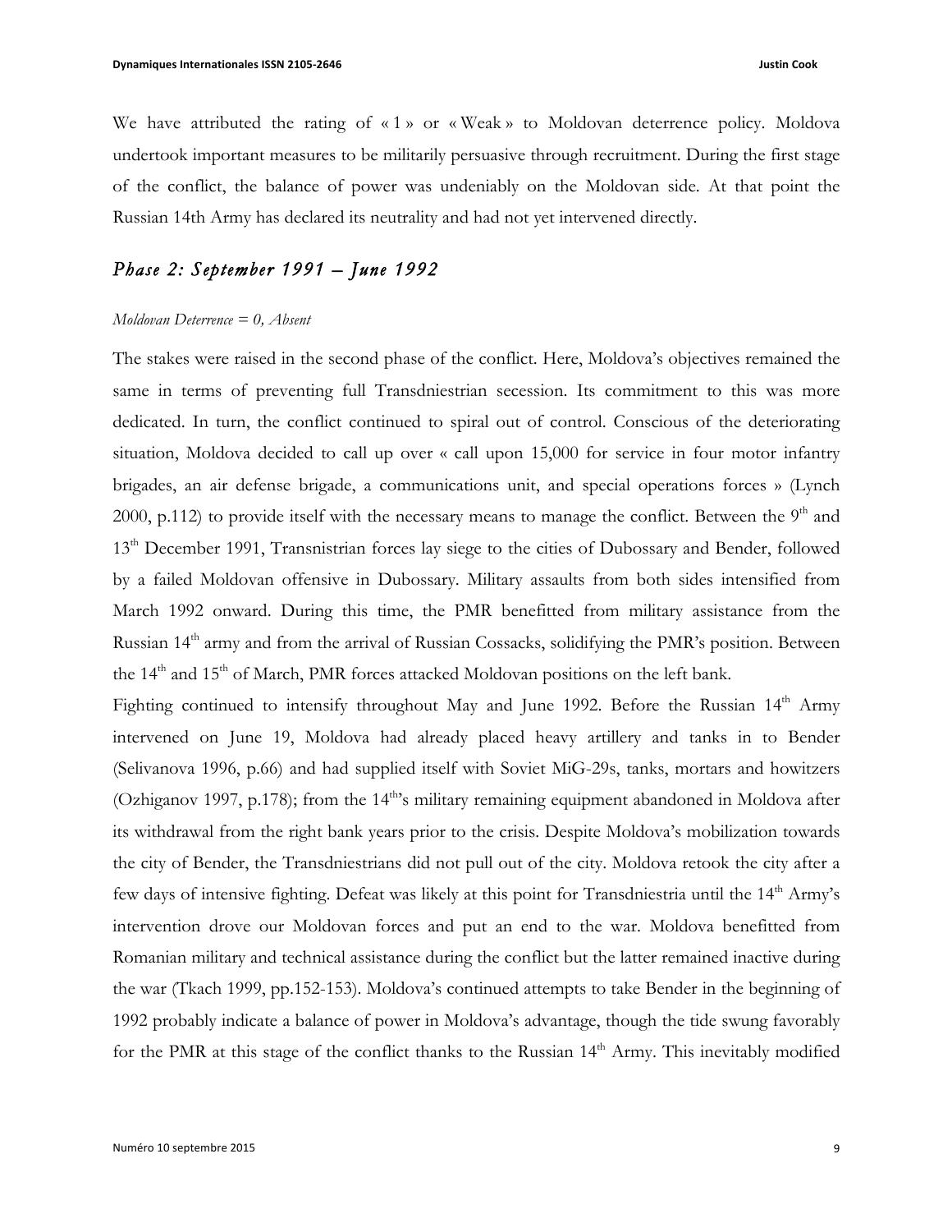We have attributed the rating of « 1 » or « Weak » to Moldovan deterrence policy. Moldova undertook important measures to be militarily persuasive through recruitment. During the first stage of the conflict, the balance of power was undeniably on the Moldovan side. At that point the Russian 14th Army has declared its neutrality and had not yet intervened directly.

## *Phase 2: September 1991 – June 1992*

*Moldovan Deterrence = 0, Absent*

The stakes were raised in the second phase of the conflict. Here, Moldova's objectives remained the same in terms of preventing full Transdniestrian secession. Its commitment to this was more dedicated. In turn, the conflict continued to spiral out of control. Conscious of the deteriorating situation, Moldova decided to call up over « call upon 15,000 for service in four motor infantry brigades, an air defense brigade, a communications unit, and special operations forces » (Lynch 2000, p.112) to provide itself with the necessary means to manage the conflict. Between the 9th and 13th December 1991, Transnistrian forces lay siege to the cities of Dubossary and Bender, followed by a failed Moldovan offensive in Dubossary. Military assaults from both sides intensified from March 1992 onward. During this time, the PMR benefitted from military assistance from the Russian 14th army and from the arrival of Russian Cossacks, solidifying the PMR's position. Between the 14th and 15th of March, PMR forces attacked Moldovan positions on the left bank.

Fighting continued to intensify throughout May and June 1992. Before the Russian 14th Army intervened on June 19, Moldova had already placed heavy artillery and tanks in to Bender (Selivanova 1996, p.66) and had supplied itself with Soviet MiG-29s, tanks, mortars and howitzers (Ozhiganov 1997, p.178); from the 14th's military remaining equipment abandoned in Moldova after its withdrawal from the right bank years prior to the crisis. Despite Moldova's mobilization towards the city of Bender, the Transdniestrians did not pull out of the city. Moldova retook the city after a few days of intensive fighting. Defeat was likely at this point for Transdniestria until the 14th Army's intervention drove our Moldovan forces and put an end to the war. Moldova benefitted from Romanian military and technical assistance during the conflict but the latter remained inactive during the war (Tkach 1999, pp.152-153). Moldova's continued attempts to take Bender in the beginning of 1992 probably indicate a balance of power in Moldova's advantage, though the tide swung favorably for the PMR at this stage of the conflict thanks to the Russian 14th Army. This inevitably modified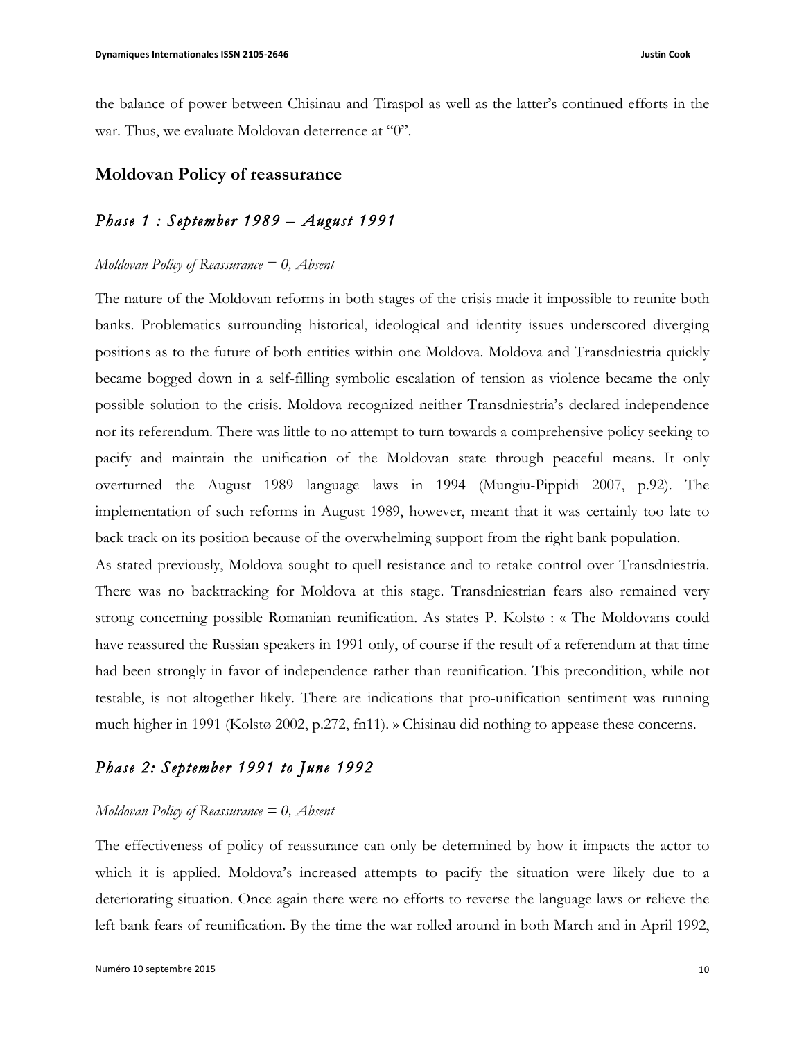the balance of power between Chisinau and Tiraspol as well as the latter's continued efforts in the war. Thus, we evaluate Moldovan deterrence at "0".

## Moldovan Policy of reassurance

### *Phase 1 : September 1989 – August 1991*

*Moldovan Policy of Reassurance = 0, Absent*

The nature of the Moldovan reforms in both stages of the crisis made it impossible to reunite both banks. Problematics surrounding historical, ideological and identity issues underscored diverging positions as to the future of both entities within one Moldova. Moldova and Transdniestria quickly became bogged down in a self-filling symbolic escalation of tension as violence became the only possible solution to the crisis. Moldova recognized neither Transdniestria's declared independence nor its referendum. There was little to no attempt to turn towards a comprehensive policy seeking to pacify and maintain the unification of the Moldovan state through peaceful means. It only overturned the August 1989 language laws in 1994 (Mungiu-Pippidi 2007, p.92). The implementation of such reforms in August 1989, however, meant that it was certainly too late to back track on its position because of the overwhelming support from the right bank population.

As stated previously, Moldova sought to quell resistance and to retake control over Transdniestria. There was no backtracking for Moldova at this stage. Transdniestrian fears also remained very strong concerning possible Romanian reunification. As states P. Kolstø : « The Moldovans could have reassured the Russian speakers in 1991 only, of course if the result of a referendum at that time had been strongly in favor of independence rather than reunification. This precondition, while not testable, is not altogether likely. There are indications that pro-unification sentiment was running much higher in 1991 (Kolstø 2002, p.272, fn11). » Chisinau did nothing to appease these concerns.

### *Phase 2: September 1991 to June 1992*

*Moldovan Policy of Reassurance = 0, Absent*

The effectiveness of policy of reassurance can only be determined by how it impacts the actor to which it is applied. Moldova's increased attempts to pacify the situation were likely due to a deteriorating situation. Once again there were no efforts to reverse the language laws or relieve the left bank fears of reunification. By the time the war rolled around in both March and in April 1992,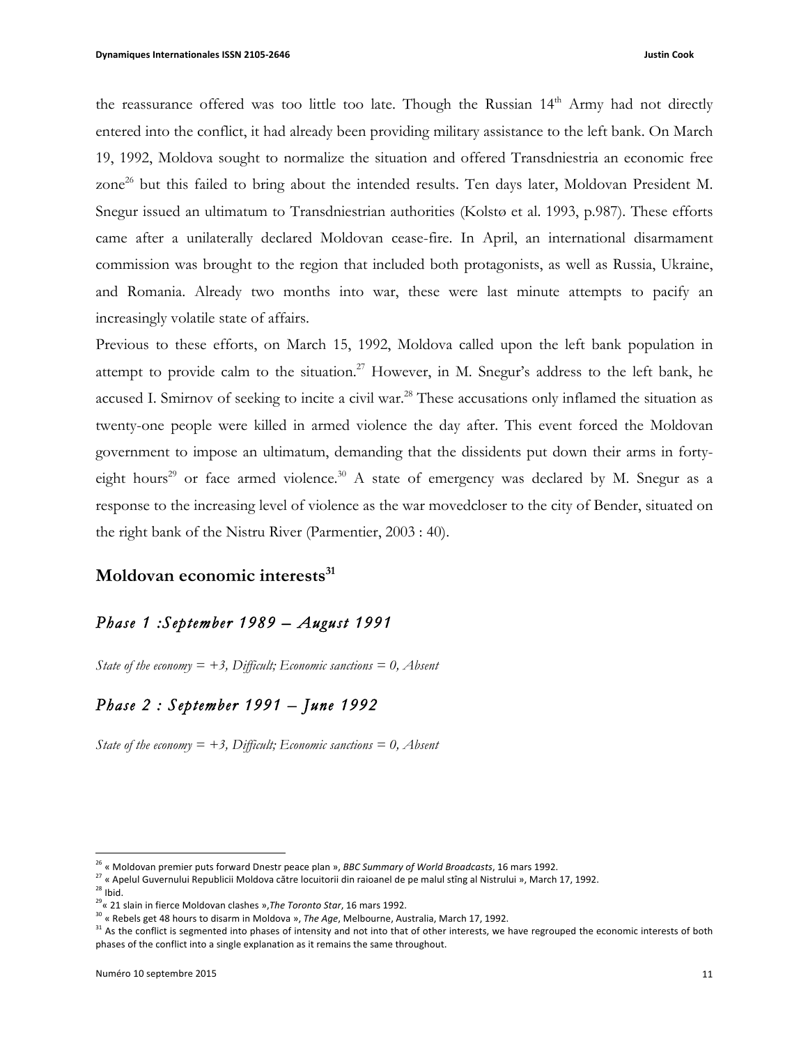the reassurance offered was too little too late. Though the Russian 14th Army had not directly entered into the conflict, it had already been providing military assistance to the left bank. On March 19, 1992, Moldova sought to normalize the situation and offered Transdniestria an economic free zone[26] but this failed to bring about the intended results. Ten days later, Moldovan President M. Snegur issued an ultimatum to Transdniestrian authorities (Kolstø et al. 1993, p.987). These efforts came after a unilaterally declared Moldovan cease-fire. In April, an international disarmament commission was brought to the region that included both protagonists, as well as Russia, Ukraine, and Romania. Already two months into war, these were last minute attempts to pacify an increasingly volatile state of affairs.

Previous to these efforts, on March 15, 1992, Moldova called upon the left bank population in attempt to provide calm to the situation.[27] However, in M. Snegur's address to the left bank, he accused I. Smirnov of seeking to incite a civil war.[28] These accusations only inflamed the situation as twenty-one people were killed in armed violence the day after. This event forced the Moldovan government to impose an ultimatum, demanding that the dissidents put down their arms in forty-eight hours[29] or face armed violence.[30] A state of emergency was declared by M. Snegur as a response to the increasing level of violence as the war movedcloser to the city of Bender, situated on the right bank of the Nistru River (Parmentier, 2003 : 40).

## Moldovan economic interests[31]

### *Phase 1 :September 1989 – August 1991*

*State of the economy = +3, Difficult; Economic sanctions = 0, Absent*

### *Phase 2 : September 1991 – June 1992*

*State of the economy = +3, Difficult; Economic sanctions = 0, Absent*

---

[26] « Moldovan premier puts forward Dnestr peace plan », *BBC Summary of World Broadcasts*, 16 mars 1992.

[27] « Apelul Guvernului Republicii Moldova către locuitorii din raioanel de pe malul stîng al Nistrului », March 17, 1992.

[28] Ibid.

[29] « 21 slain in fierce Moldovan clashes »,*The Toronto Star*, 16 mars 1992.

[30] « Rebels get 48 hours to disarm in Moldova », *The Age*, Melbourne, Australia, March 17, 1992.

[31] As the conflict is segmented into phases of intensity and not into that of other interests, we have regrouped the economic interests of both phases of the conflict into a single explanation as it remains the same throughout.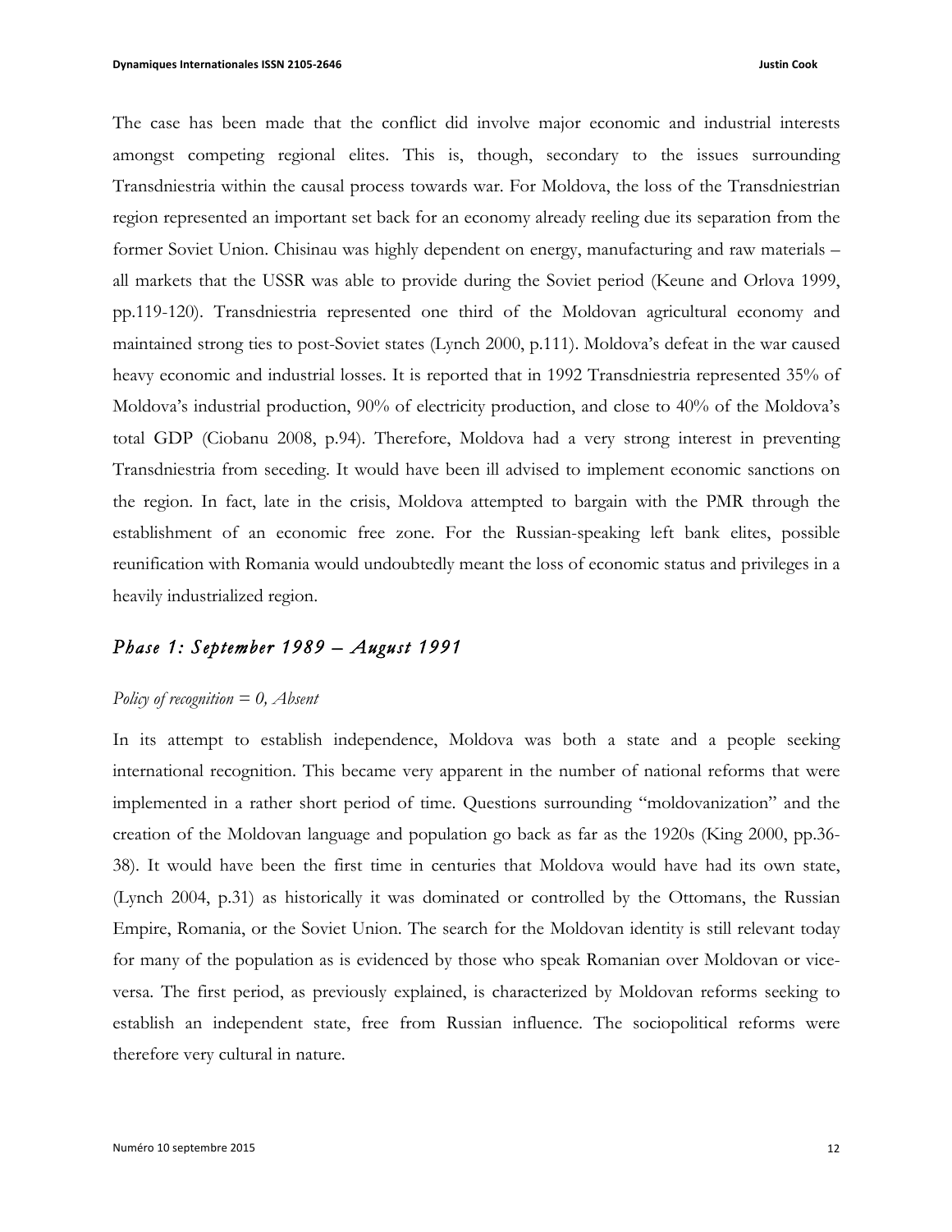The case has been made that the conflict did involve major economic and industrial interests amongst competing regional elites. This is, though, secondary to the issues surrounding Transdniestria within the causal process towards war. For Moldova, the loss of the Transdniestrian region represented an important set back for an economy already reeling due its separation from the former Soviet Union. Chisinau was highly dependent on energy, manufacturing and raw materials – all markets that the USSR was able to provide during the Soviet period (Keune and Orlova 1999, pp.119-120). Transdniestria represented one third of the Moldovan agricultural economy and maintained strong ties to post-Soviet states (Lynch 2000, p.111). Moldova's defeat in the war caused heavy economic and industrial losses. It is reported that in 1992 Transdniestria represented 35% of Moldova's industrial production, 90% of electricity production, and close to 40% of the Moldova's total GDP (Ciobanu 2008, p.94). Therefore, Moldova had a very strong interest in preventing Transdniestria from seceding. It would have been ill advised to implement economic sanctions on the region. In fact, late in the crisis, Moldova attempted to bargain with the PMR through the establishment of an economic free zone. For the Russian-speaking left bank elites, possible reunification with Romania would undoubtedly meant the loss of economic status and privileges in a heavily industrialized region.

## *Phase 1: September 1989 – August 1991*

*Policy of recognition = 0, Absent*

In its attempt to establish independence, Moldova was both a state and a people seeking international recognition. This became very apparent in the number of national reforms that were implemented in a rather short period of time. Questions surrounding "moldovanization" and the creation of the Moldovan language and population go back as far as the 1920s (King 2000, pp.36-38). It would have been the first time in centuries that Moldova would have had its own state, (Lynch 2004, p.31) as historically it was dominated or controlled by the Ottomans, the Russian Empire, Romania, or the Soviet Union. The search for the Moldovan identity is still relevant today for many of the population as is evidenced by those who speak Romanian over Moldovan or vice-versa. The first period, as previously explained, is characterized by Moldovan reforms seeking to establish an independent state, free from Russian influence. The sociopolitical reforms were therefore very cultural in nature.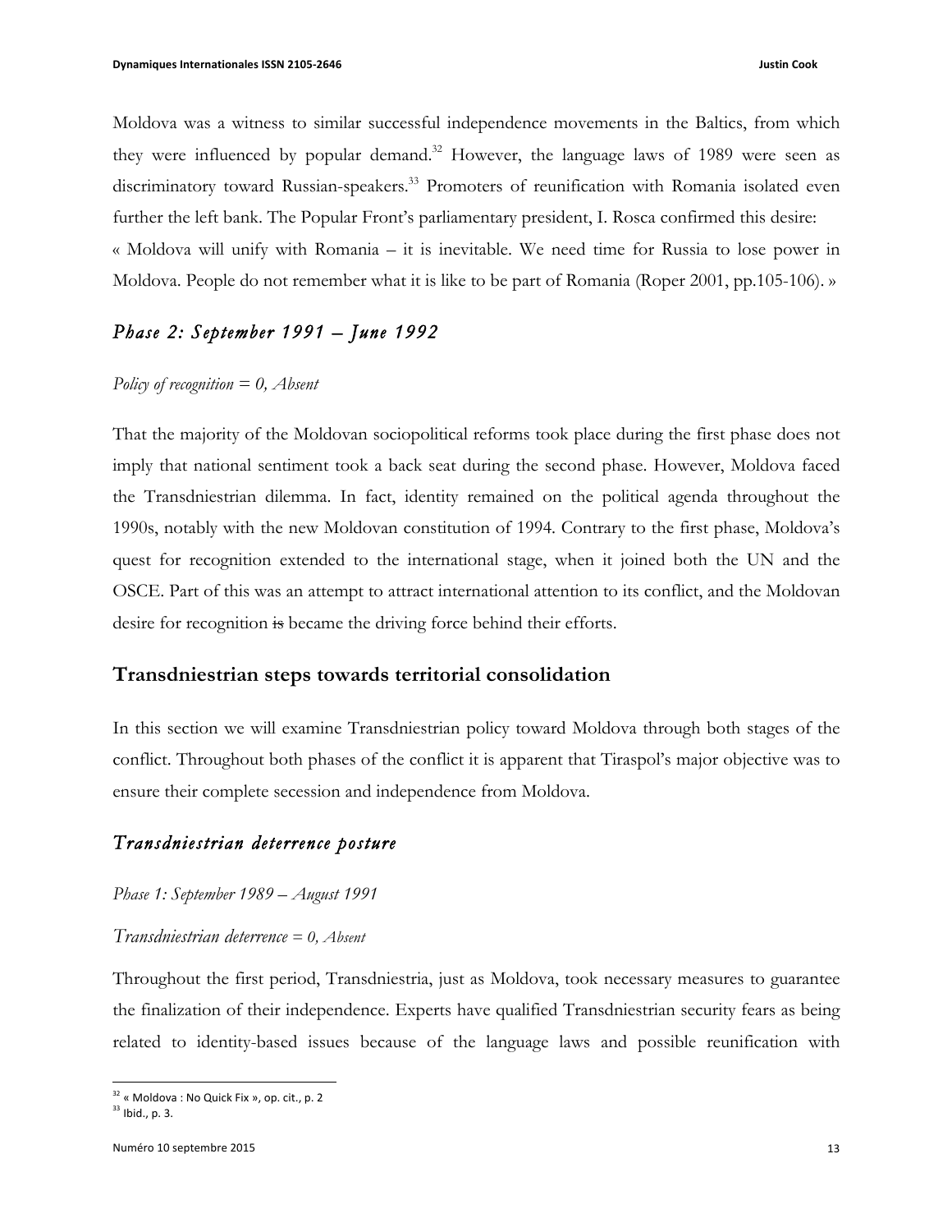Moldova was a witness to similar successful independence movements in the Baltics, from which they were influenced by popular demand.[32] However, the language laws of 1989 were seen as discriminatory toward Russian-speakers.[33] Promoters of reunification with Romania isolated even further the left bank. The Popular Front's parliamentary president, I. Rosca confirmed this desire:
« Moldova will unify with Romania – it is inevitable. We need time for Russia to lose power in Moldova. People do not remember what it is like to be part of Romania (Roper 2001, pp.105-106). »

### *Phase 2: September 1991 – June 1992*

*Policy of recognition = 0, Absent*

That the majority of the Moldovan sociopolitical reforms took place during the first phase does not imply that national sentiment took a back seat during the second phase. However, Moldova faced the Transdniestrian dilemma. In fact, identity remained on the political agenda throughout the 1990s, notably with the new Moldovan constitution of 1994. Contrary to the first phase, Moldova's quest for recognition extended to the international stage, when it joined both the UN and the OSCE. Part of this was an attempt to attract international attention to its conflict, and the Moldovan desire for recognition ~~is~~ became the driving force behind their efforts.

## Transdniestrian steps towards territorial consolidation

In this section we will examine Transdniestrian policy toward Moldova through both stages of the conflict. Throughout both phases of the conflict it is apparent that Tiraspol's major objective was to ensure their complete secession and independence from Moldova.

### *Transdniestrian deterrence posture*

*Phase 1: September 1989 – August 1991*

*Transdniestrian deterrence = 0, Absent*

Throughout the first period, Transdniestria, just as Moldova, took necessary measures to guarantee the finalization of their independence. Experts have qualified Transdniestrian security fears as being related to identity-based issues because of the language laws and possible reunification with

[32] « Moldova : No Quick Fix », op. cit., p. 2
[33] Ibid., p. 3.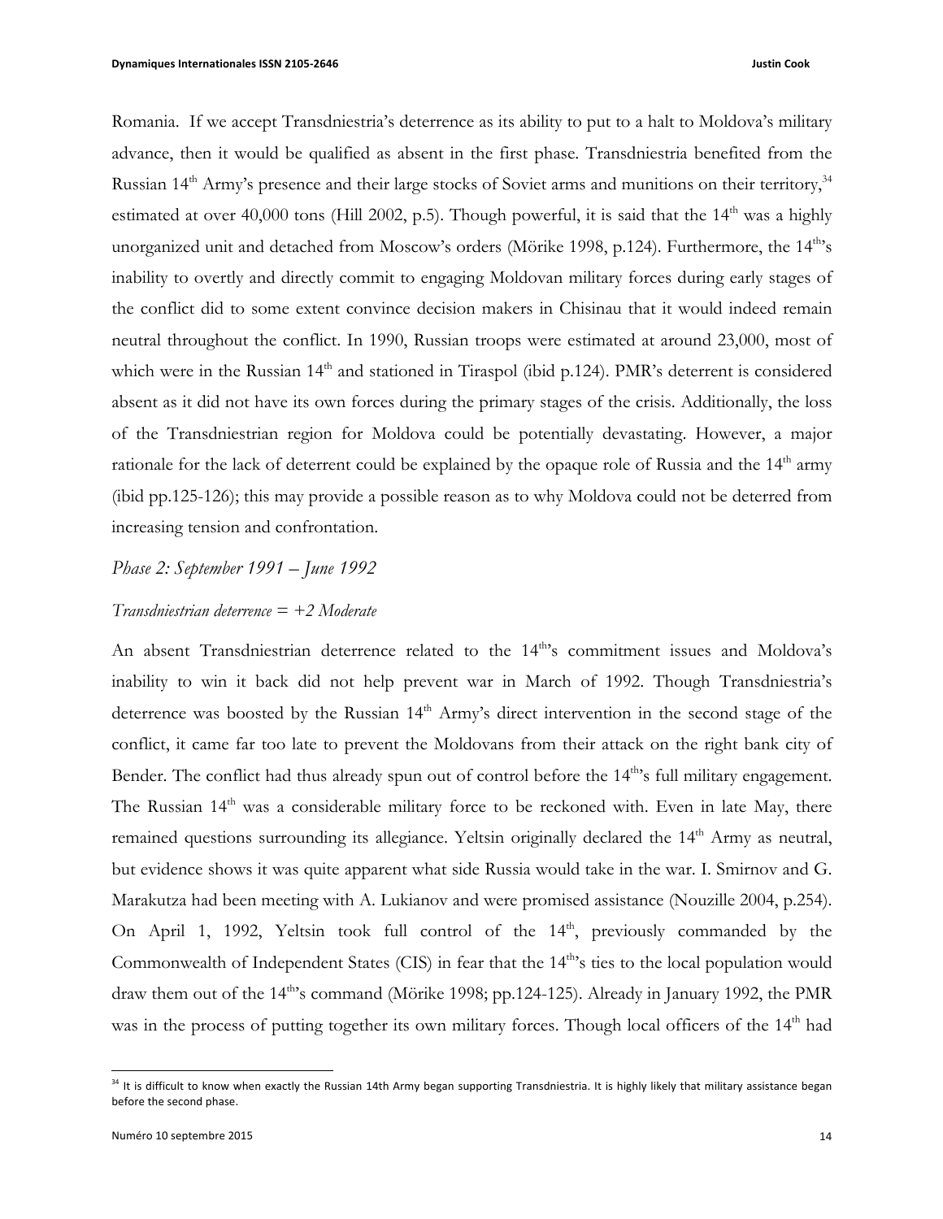Romania. If we accept Transdniestria's deterrence as its ability to put to a halt to Moldova's military advance, then it would be qualified as absent in the first phase. Transdniestria benefited from the Russian 14th Army's presence and their large stocks of Soviet arms and munitions on their territory,[34] estimated at over 40,000 tons (Hill 2002, p.5). Though powerful, it is said that the 14th was a highly unorganized unit and detached from Moscow's orders (Mörike 1998, p.124). Furthermore, the 14th's inability to overtly and directly commit to engaging Moldovan military forces during early stages of the conflict did to some extent convince decision makers in Chisinau that it would indeed remain neutral throughout the conflict. In 1990, Russian troops were estimated at around 23,000, most of which were in the Russian 14th and stationed in Tiraspol (ibid p.124). PMR's deterrent is considered absent as it did not have its own forces during the primary stages of the crisis. Additionally, the loss of the Transdniestrian region for Moldova could be potentially devastating. However, a major rationale for the lack of deterrent could be explained by the opaque role of Russia and the 14th army (ibid pp.125-126); this may provide a possible reason as to why Moldova could not be deterred from increasing tension and confrontation.

*Phase 2: September 1991 – June 1992*

*Transdniestrian deterrence = +2 Moderate*

An absent Transdniestrian deterrence related to the 14th's commitment issues and Moldova's inability to win it back did not help prevent war in March of 1992. Though Transdniestria's deterrence was boosted by the Russian 14th Army's direct intervention in the second stage of the conflict, it came far too late to prevent the Moldovans from their attack on the right bank city of Bender. The conflict had thus already spun out of control before the 14th's full military engagement. The Russian 14th was a considerable military force to be reckoned with. Even in late May, there remained questions surrounding its allegiance. Yeltsin originally declared the 14th Army as neutral, but evidence shows it was quite apparent what side Russia would take in the war. I. Smirnov and G. Marakutza had been meeting with A. Lukianov and were promised assistance (Nouzille 2004, p.254). On April 1, 1992, Yeltsin took full control of the 14th, previously commanded by the Commonwealth of Independent States (CIS) in fear that the 14th's ties to the local population would draw them out of the 14th's command (Mörike 1998; pp.124-125). Already in January 1992, the PMR was in the process of putting together its own military forces. Though local officers of the 14th had

---

[34] It is difficult to know when exactly the Russian 14th Army began supporting Transdniestria. It is highly likely that military assistance began before the second phase.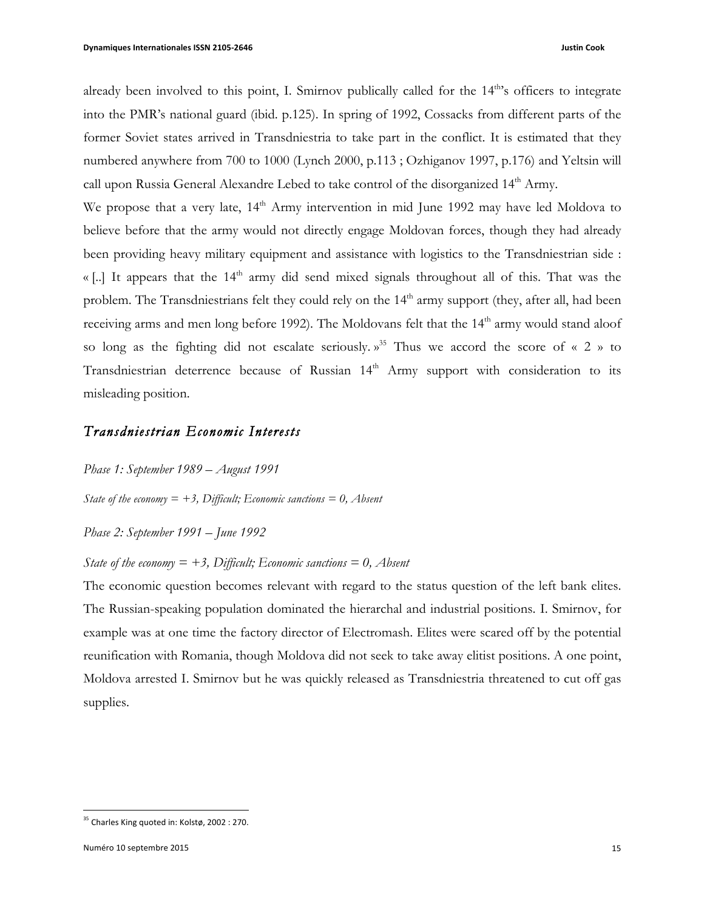already been involved to this point, I. Smirnov publically called for the 14th's officers to integrate into the PMR's national guard (ibid. p.125). In spring of 1992, Cossacks from different parts of the former Soviet states arrived in Transdniestria to take part in the conflict. It is estimated that they numbered anywhere from 700 to 1000 (Lynch 2000, p.113 ; Ozhiganov 1997, p.176) and Yeltsin will call upon Russia General Alexandre Lebed to take control of the disorganized 14th Army.

We propose that a very late, 14th Army intervention in mid June 1992 may have led Moldova to believe before that the army would not directly engage Moldovan forces, though they had already been providing heavy military equipment and assistance with logistics to the Transdniestrian side : « [..] It appears that the 14th army did send mixed signals throughout all of this. That was the problem. The Transdniestrians felt they could rely on the 14th army support (they, after all, had been receiving arms and men long before 1992). The Moldovans felt that the 14th army would stand aloof so long as the fighting did not escalate seriously. »[35] Thus we accord the score of « 2 » to Transdniestrian deterrence because of Russian 14th Army support with consideration to its misleading position.

## *Transdniestrian Economic Interests*

*Phase 1: September 1989 – August 1991*

*State of the economy = +3, Difficult; Economic sanctions = 0, Absent*

*Phase 2: September 1991 – June 1992*

*State of the economy = +3, Difficult; Economic sanctions = 0, Absent*

The economic question becomes relevant with regard to the status question of the left bank elites. The Russian-speaking population dominated the hierarchal and industrial positions. I. Smirnov, for example was at one time the factory director of Electromash. Elites were scared off by the potential reunification with Romania, though Moldova did not seek to take away elitist positions. A one point, Moldova arrested I. Smirnov but he was quickly released as Transdniestria threatened to cut off gas supplies.

[35] Charles King quoted in: Kolstø, 2002 : 270.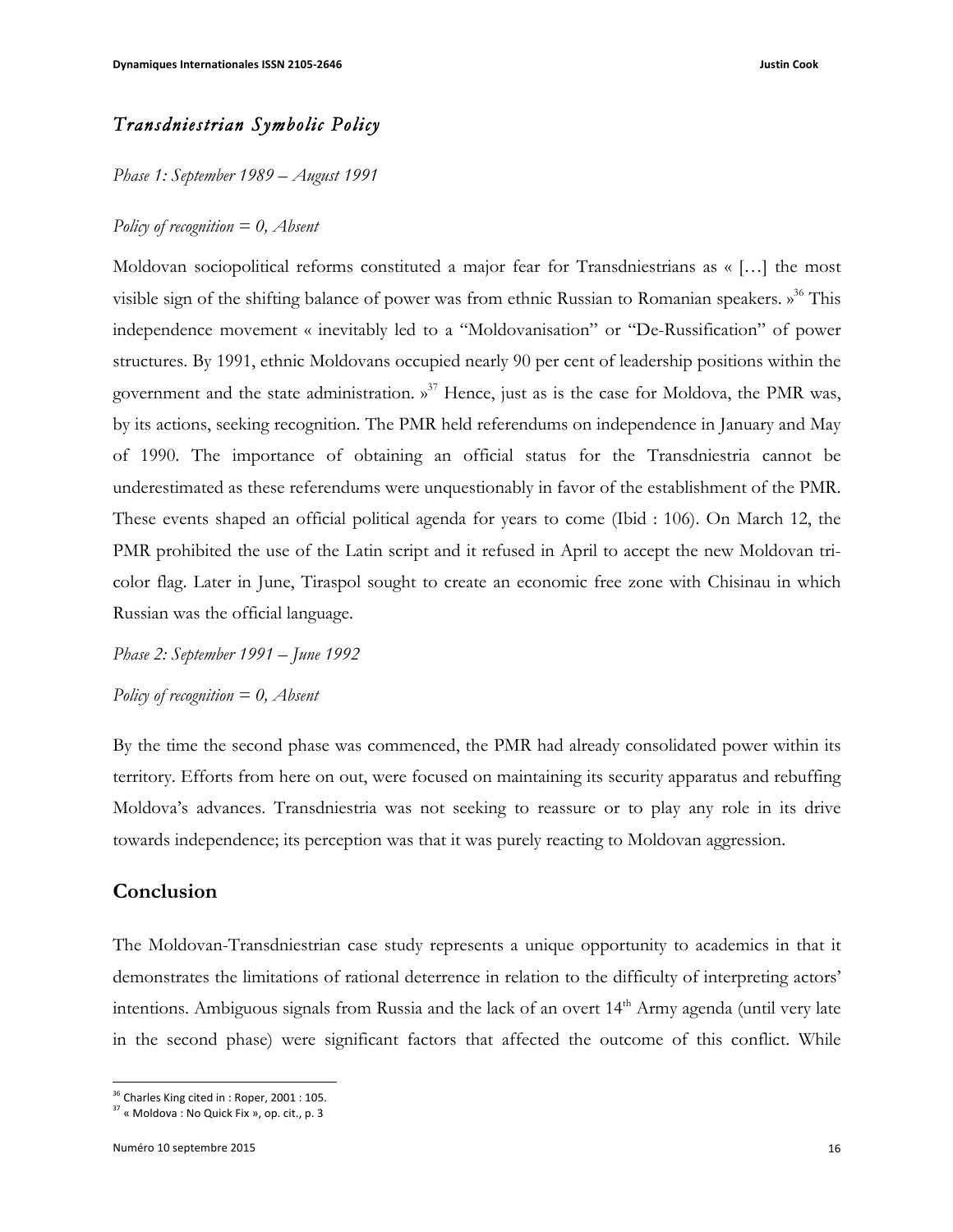### *Transdniestrian Symbolic Policy*

*Phase 1: September 1989 – August 1991*

*Policy of recognition = 0, Absent*

Moldovan sociopolitical reforms constituted a major fear for Transdniestrians as « […] the most visible sign of the shifting balance of power was from ethnic Russian to Romanian speakers. »[36] This independence movement « inevitably led to a "Moldovanisation" or "De-Russification" of power structures. By 1991, ethnic Moldovans occupied nearly 90 per cent of leadership positions within the government and the state administration. »[37] Hence, just as is the case for Moldova, the PMR was, by its actions, seeking recognition. The PMR held referendums on independence in January and May of 1990. The importance of obtaining an official status for the Transdniestria cannot be underestimated as these referendums were unquestionably in favor of the establishment of the PMR. These events shaped an official political agenda for years to come (Ibid : 106). On March 12, the PMR prohibited the use of the Latin script and it refused in April to accept the new Moldovan tri-color flag. Later in June, Tiraspol sought to create an economic free zone with Chisinau in which Russian was the official language.

*Phase 2: September 1991 – June 1992*

*Policy of recognition = 0, Absent*

By the time the second phase was commenced, the PMR had already consolidated power within its territory. Efforts from here on out, were focused on maintaining its security apparatus and rebuffing Moldova's advances. Transdniestria was not seeking to reassure or to play any role in its drive towards independence; its perception was that it was purely reacting to Moldovan aggression.

## Conclusion

The Moldovan-Transdniestrian case study represents a unique opportunity to academics in that it demonstrates the limitations of rational deterrence in relation to the difficulty of interpreting actors' intentions. Ambiguous signals from Russia and the lack of an overt 14th Army agenda (until very late in the second phase) were significant factors that affected the outcome of this conflict. While

---

[36] Charles King cited in : Roper, 2001 : 105.

[37] « Moldova : No Quick Fix », op. cit., p. 3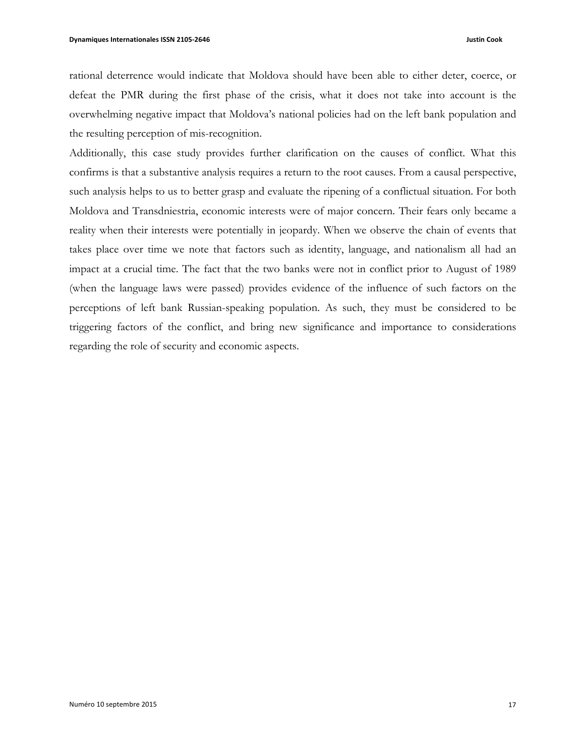rational deterrence would indicate that Moldova should have been able to either deter, coerce, or defeat the PMR during the first phase of the crisis, what it does not take into account is the overwhelming negative impact that Moldova's national policies had on the left bank population and the resulting perception of mis-recognition.

Additionally, this case study provides further clarification on the causes of conflict. What this confirms is that a substantive analysis requires a return to the root causes. From a causal perspective, such analysis helps to us to better grasp and evaluate the ripening of a conflictual situation. For both Moldova and Transdniestria, economic interests were of major concern. Their fears only became a reality when their interests were potentially in jeopardy. When we observe the chain of events that takes place over time we note that factors such as identity, language, and nationalism all had an impact at a crucial time. The fact that the two banks were not in conflict prior to August of 1989 (when the language laws were passed) provides evidence of the influence of such factors on the perceptions of left bank Russian-speaking population. As such, they must be considered to be triggering factors of the conflict, and bring new significance and importance to considerations regarding the role of security and economic aspects.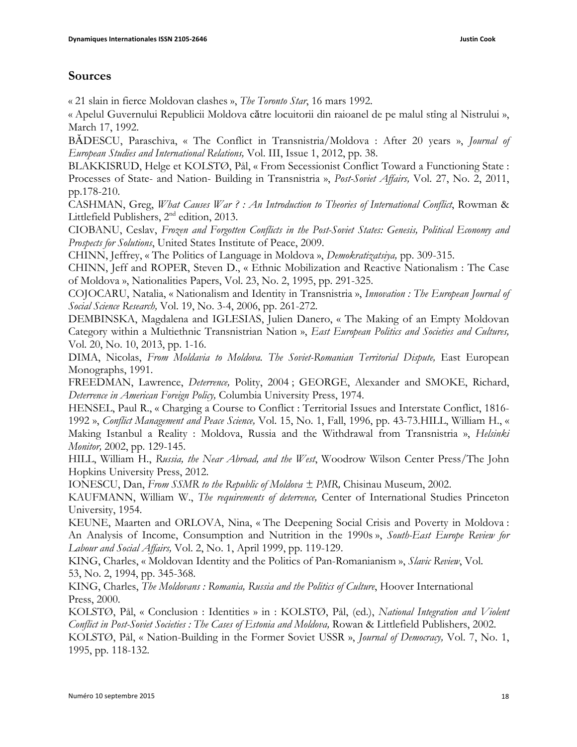## Sources

« 21 slain in fierce Moldovan clashes », *The Toronto Star*, 16 mars 1992.

« Apelul Guvernului Republicii Moldova către locuitorii din raioanel de pe malul stîng al Nistrului », March 17, 1992.

BĂDESCU, Paraschiva, « The Conflict in Transnistria/Moldova : After 20 years », *Journal of European Studies and International Relations,* Vol. III, Issue 1, 2012, pp. 38.

BLAKKISRUD, Helge et KOLSTØ, Pål, « From Secessionist Conflict Toward a Functioning State : Processes of State- and Nation- Building in Transnistria », *Post-Soviet Affairs,* Vol. 27, No. 2, 2011, pp.178-210.

CASHMAN, Greg, *What Causes War ? : An Introduction to Theories of International Conflict*, Rowman & Littlefield Publishers, 2nd edition, 2013.

CIOBANU, Ceslav, *Frozen and Forgotten Conflicts in the Post-Soviet States: Genesis, Political Economy and Prospects for Solutions*, United States Institute of Peace, 2009.

CHINN, Jeffrey, « The Politics of Language in Moldova », *Demokratizatsiya,* pp. 309-315.

CHINN, Jeff and ROPER, Steven D., « Ethnic Mobilization and Reactive Nationalism : The Case of Moldova », Nationalities Papers, Vol. 23, No. 2, 1995, pp. 291-325.

COJOCARU, Natalia, « Nationalism and Identity in Transnistria », *Innovation : The European Journal of Social Science Research,* Vol. 19, No. 3-4, 2006, pp. 261-272.

DEMBINSKA, Magdalena and IGLESIAS, Julien Danero, « The Making of an Empty Moldovan Category within a Multiethnic Transnistrian Nation », *East European Politics and Societies and Cultures,* Vol. 20, No. 10, 2013, pp. 1-16.

DIMA, Nicolas, *From Moldavia to Moldova. The Soviet-Romanian Territorial Dispute,* East European Monographs, 1991.

FREEDMAN, Lawrence, *Deterrence,* Polity, 2004 ; GEORGE, Alexander and SMOKE, Richard, *Deterrence in American Foreign Policy,* Columbia University Press, 1974.

HENSEL, Paul R., « Charging a Course to Conflict : Territorial Issues and Interstate Conflict, 1816-1992 », *Conflict Management and Peace Science,* Vol. 15, No. 1, Fall, 1996, pp. 43-73.HILL, William H., « Making Istanbul a Reality : Moldova, Russia and the Withdrawal from Transnistria », *Helsinki Monitor,* 2002, pp. 129-145.

HILL, William H., *Russia, the Near Abroad, and the West*, Woodrow Wilson Center Press/The John Hopkins University Press, 2012.

IONESCU, Dan, *From SSMR to the Republic of Moldova ± PMR,* Chisinau Museum, 2002.

KAUFMANN, William W., *The requirements of deterrence,* Center of International Studies Princeton University, 1954.

KEUNE, Maarten and ORLOVA, Nina, « The Deepening Social Crisis and Poverty in Moldova : An Analysis of Income, Consumption and Nutrition in the 1990s », *South-East Europe Review for Labour and Social Affairs,* Vol. 2, No. 1, April 1999, pp. 119-129.

KING, Charles, « Moldovan Identity and the Politics of Pan-Romanianism », *Slavic Review*, Vol. 53, No. 2, 1994, pp. 345-368.

KING, Charles, *The Moldovans : Romania, Russia and the Politics of Culture*, Hoover International Press, 2000.

KOLSTØ, Pål, « Conclusion : Identities » in : KOLSTØ, Pål, (ed.), *National Integration and Violent Conflict in Post-Soviet Societies : The Cases of Estonia and Moldova,* Rowan & Littlefield Publishers, 2002.

KOLSTØ, Pål, « Nation-Building in the Former Soviet USSR », *Journal of Democracy,* Vol. 7, No. 1, 1995, pp. 118-132.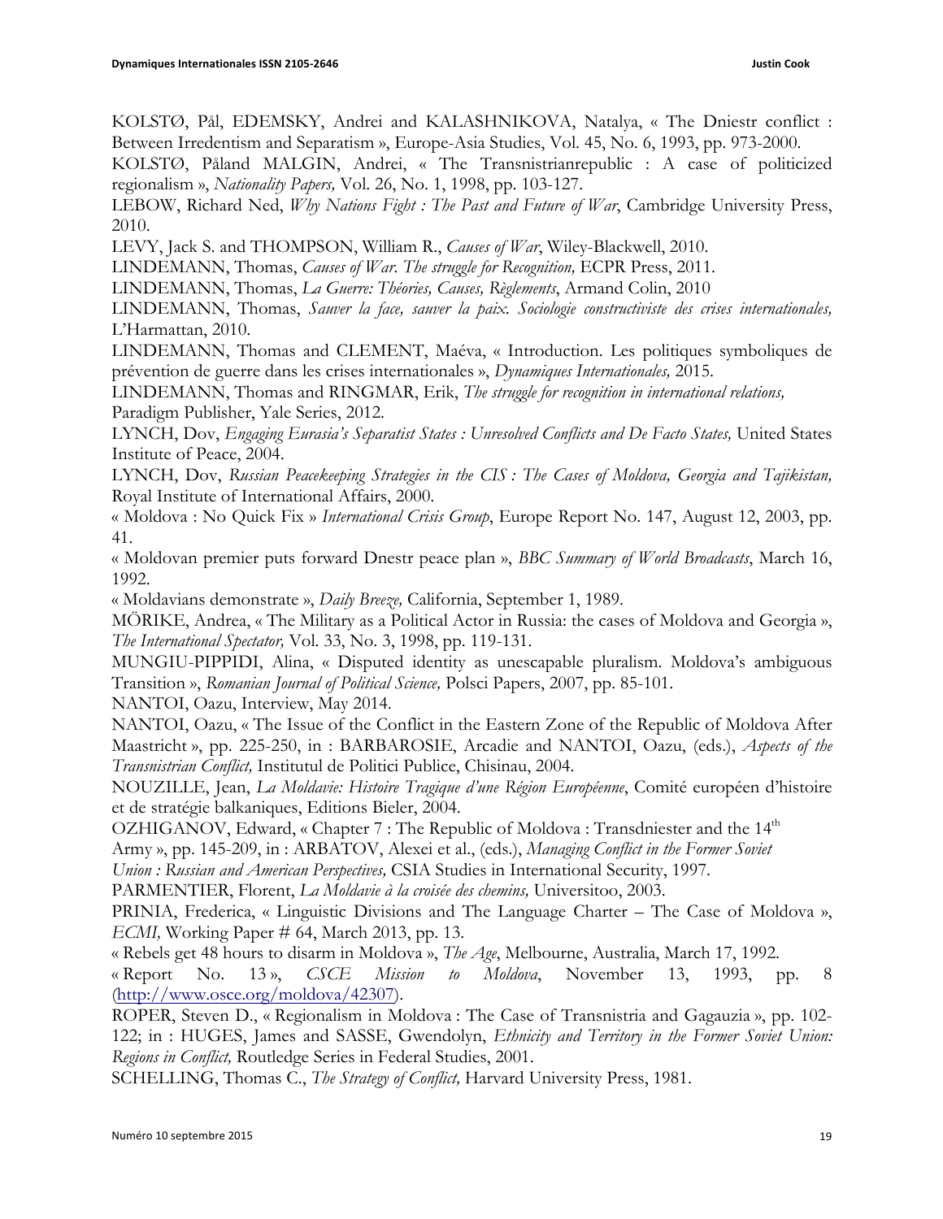KOLSTØ, Pål, EDEMSKY, Andrei and KALASHNIKOVA, Natalya, « The Dniestr conflict : Between Irredentism and Separatism », Europe-Asia Studies, Vol. 45, No. 6, 1993, pp. 973-2000.

KOLSTØ, Påland MALGIN, Andrei, « The Transnistrianrepublic : A case of politicized regionalism », *Nationality Papers,* Vol. 26, No. 1, 1998, pp. 103-127.

LEBOW, Richard Ned, *Why Nations Fight : The Past and Future of War*, Cambridge University Press, 2010.

LEVY, Jack S. and THOMPSON, William R., *Causes of War*, Wiley-Blackwell, 2010.

LINDEMANN, Thomas, *Causes of War. The struggle for Recognition,* ECPR Press, 2011.

LINDEMANN, Thomas, *La Guerre: Théories, Causes, Règlements*, Armand Colin, 2010

LINDEMANN, Thomas, *Sauver la face, sauver la paix. Sociologie constructiviste des crises internationales,* L'Harmattan, 2010.

LINDEMANN, Thomas and CLEMENT, Maéva, « Introduction. Les politiques symboliques de prévention de guerre dans les crises internationales », *Dynamiques Internationales,* 2015.

LINDEMANN, Thomas and RINGMAR, Erik, *The struggle for recognition in international relations,* Paradigm Publisher, Yale Series, 2012.

LYNCH, Dov, *Engaging Eurasia's Separatist States : Unresolved Conflicts and De Facto States,* United States Institute of Peace, 2004.

LYNCH, Dov, *Russian Peacekeeping Strategies in the CIS : The Cases of Moldova, Georgia and Tajikistan,* Royal Institute of International Affairs, 2000.

« Moldova : No Quick Fix » *International Crisis Group*, Europe Report No. 147, August 12, 2003, pp. 41.

« Moldovan premier puts forward Dnestr peace plan », *BBC Summary of World Broadcasts*, March 16, 1992.

« Moldavians demonstrate », *Daily Breeze,* California, September 1, 1989.

MÖRIKE, Andrea, « The Military as a Political Actor in Russia: the cases of Moldova and Georgia », *The International Spectator,* Vol. 33, No. 3, 1998, pp. 119-131.

MUNGIU-PIPPIDI, Alina, « Disputed identity as unescapable pluralism. Moldova's ambiguous Transition », *Romanian Journal of Political Science,* Polsci Papers, 2007, pp. 85-101.

NANTOI, Oazu, Interview, May 2014.

NANTOI, Oazu, « The Issue of the Conflict in the Eastern Zone of the Republic of Moldova After Maastricht », pp. 225-250, in : BARBAROSIE, Arcadie and NANTOI, Oazu, (eds.), *Aspects of the Transnistrian Conflict,* Institutul de Politici Publice, Chisinau, 2004.

NOUZILLE, Jean, *La Moldavie: Histoire Tragique d'une Région Européenne*, Comité européen d'histoire et de stratégie balkaniques, Editions Bieler, 2004.

OZHIGANOV, Edward, « Chapter 7 : The Republic of Moldova : Transdniester and the 14th Army », pp. 145-209, in : ARBATOV, Alexei et al., (eds.), *Managing Conflict in the Former Soviet Union : Russian and American Perspectives,* CSIA Studies in International Security, 1997.

PARMENTIER, Florent, *La Moldavie à la croisée des chemins,* Universitoo, 2003.

PRINIA, Frederica, « Linguistic Divisions and The Language Charter – The Case of Moldova », *ECMI,* Working Paper # 64, March 2013, pp. 13.

« Rebels get 48 hours to disarm in Moldova », *The Age*, Melbourne, Australia, March 17, 1992.

« Report No. 13 », *CSCE Mission to Moldova*, November 13, 1993, pp. 8 (http://www.osce.org/moldova/42307).

ROPER, Steven D., « Regionalism in Moldova : The Case of Transnistria and Gagauzia », pp. 102-122; in : HUGES, James and SASSE, Gwendolyn, *Ethnicity and Territory in the Former Soviet Union: Regions in Conflict,* Routledge Series in Federal Studies, 2001.

SCHELLING, Thomas C., *The Strategy of Conflict,* Harvard University Press, 1981.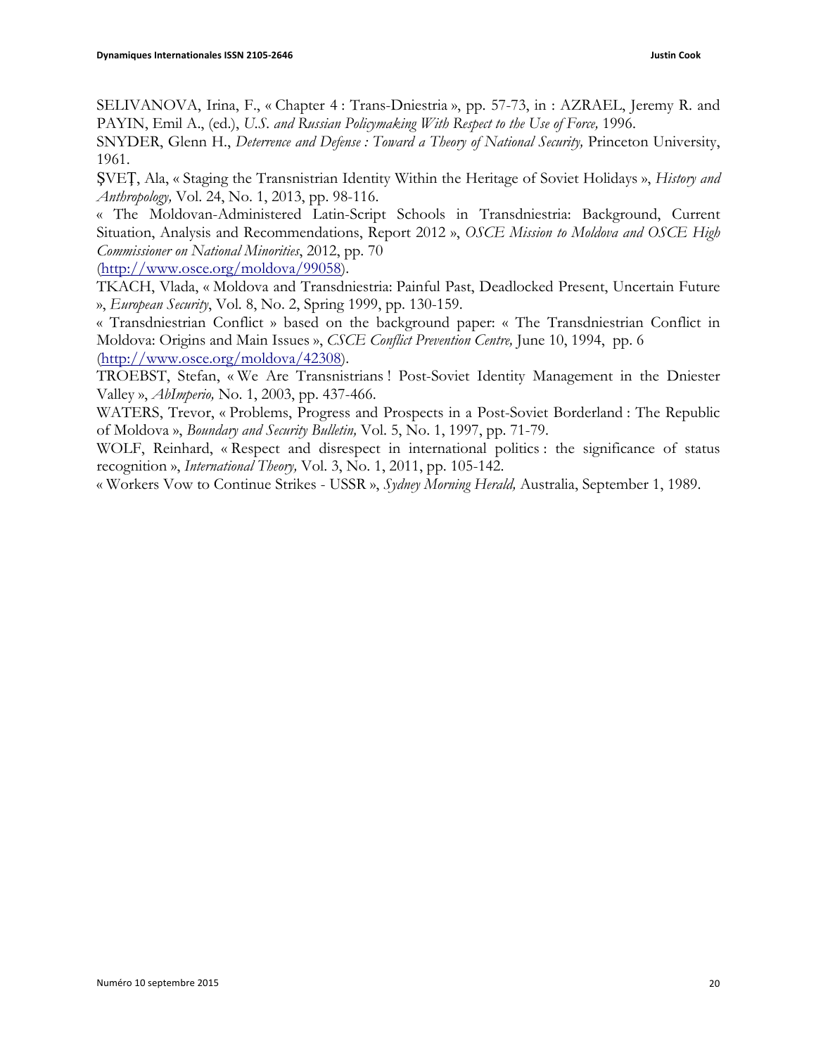SELIVANOVA, Irina, F., « Chapter 4 : Trans-Dniestria », pp. 57-73, in : AZRAEL, Jeremy R. and PAYIN, Emil A., (ed.), *U.S. and Russian Policymaking With Respect to the Use of Force,* 1996.

SNYDER, Glenn H., *Deterrence and Defense : Toward a Theory of National Security,* Princeton University, 1961.

ŞVEŢ, Ala, « Staging the Transnistrian Identity Within the Heritage of Soviet Holidays », *History and Anthropology,* Vol. 24, No. 1, 2013, pp. 98-116.

« The Moldovan-Administered Latin-Script Schools in Transdniestria: Background, Current Situation, Analysis and Recommendations, Report 2012 », *OSCE Mission to Moldova and OSCE High Commissioner on National Minorities*, 2012, pp. 70 (http://www.osce.org/moldova/99058).

TKACH, Vlada, « Moldova and Transdniestria: Painful Past, Deadlocked Present, Uncertain Future », *European Security*, Vol. 8, No. 2, Spring 1999, pp. 130-159.

« Transdniestrian Conflict » based on the background paper: « The Transdniestrian Conflict in Moldova: Origins and Main Issues », *CSCE Conflict Prevention Centre,* June 10, 1994, pp. 6 (http://www.osce.org/moldova/42308).

TROEBST, Stefan, « We Are Transnistrians ! Post-Soviet Identity Management in the Dniester Valley », *AbImperio,* No. 1, 2003, pp. 437-466.

WATERS, Trevor, « Problems, Progress and Prospects in a Post-Soviet Borderland : The Republic of Moldova », *Boundary and Security Bulletin,* Vol. 5, No. 1, 1997, pp. 71-79.

WOLF, Reinhard, « Respect and disrespect in international politics : the significance of status recognition », *International Theory,* Vol. 3, No. 1, 2011, pp. 105-142.

« Workers Vow to Continue Strikes - USSR », *Sydney Morning Herald,* Australia, September 1, 1989.